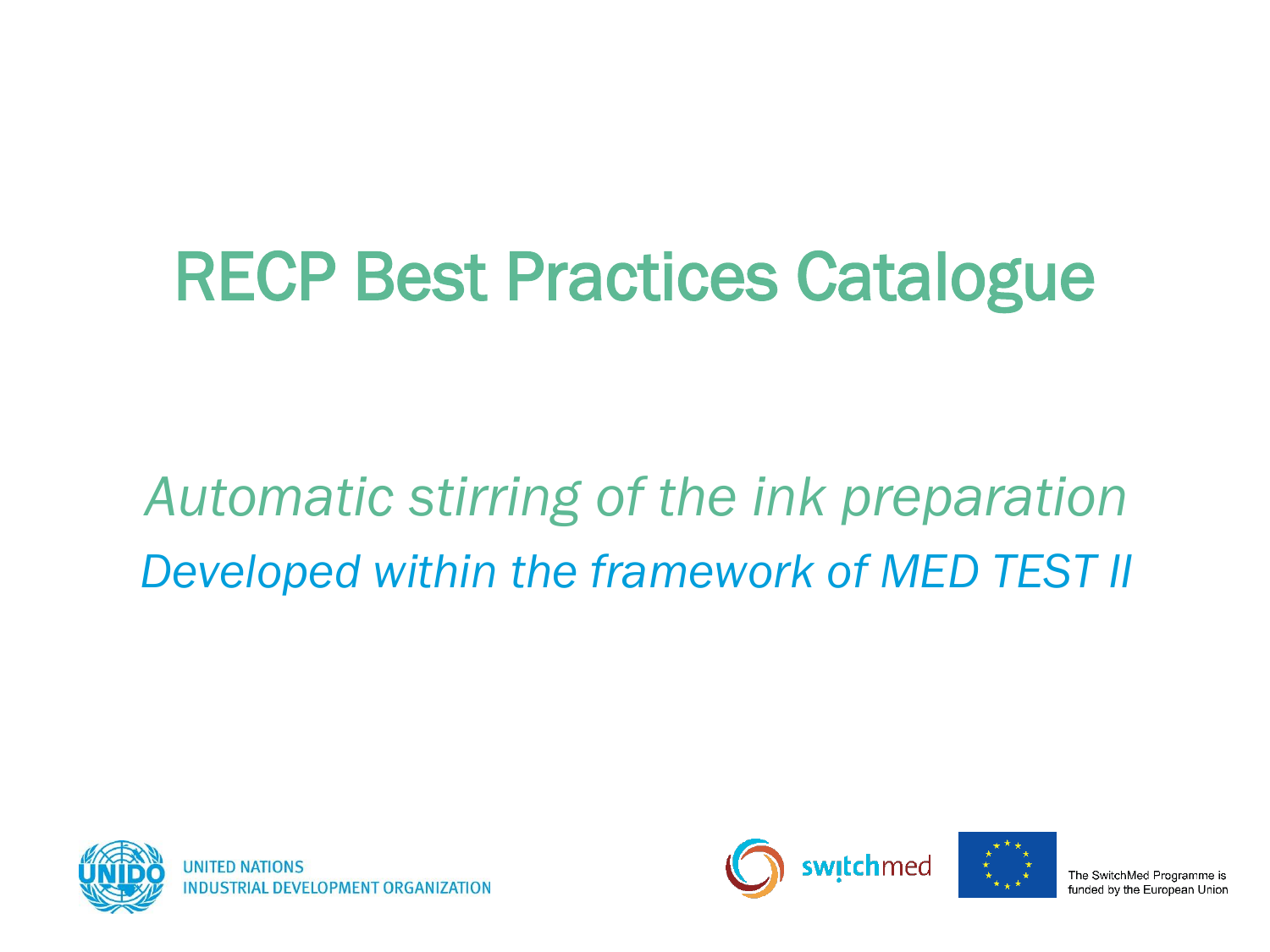# RECP Best Practices Catalogue

*Automatic stirring of the ink preparation*

*Developed within the framework of MED TEST II*

UNITED NATIONS
INDUSTRIAL DEVELOPMENT ORGANIZATION

switchmed

The SwitchMed Programme is funded by the European Union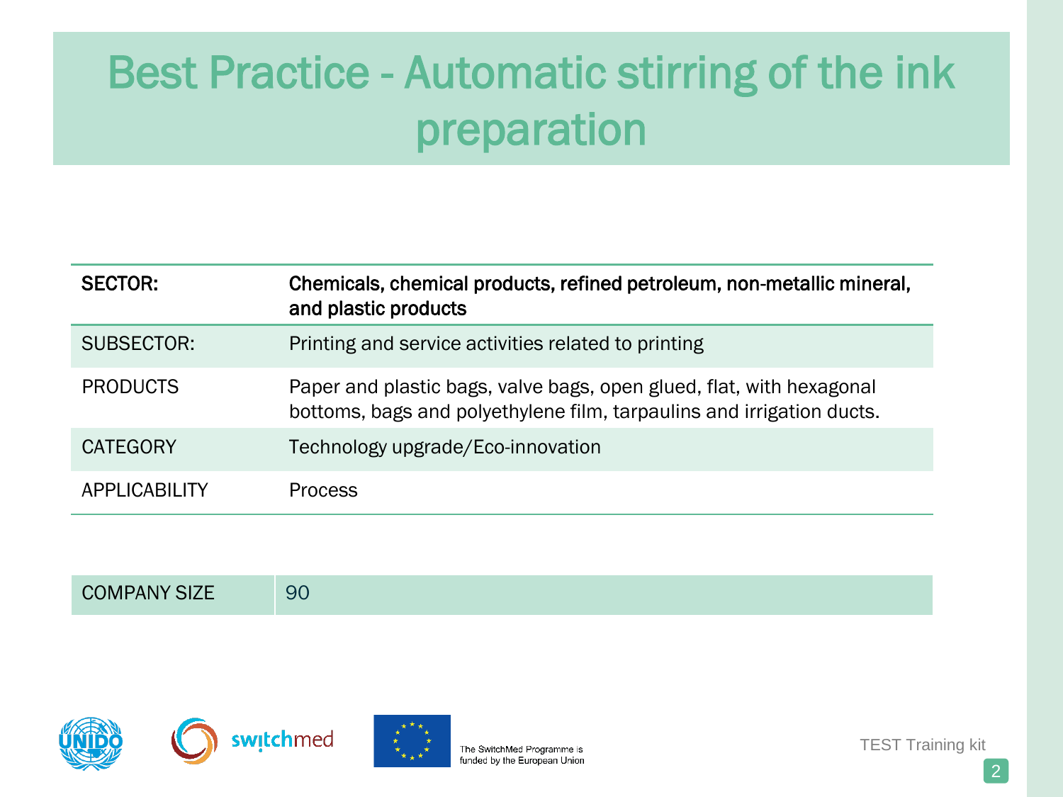# Best Practice - Automatic stirring of the ink preparation

| SECTOR: | Chemicals, chemical products, refined petroleum, non-metallic mineral, and plastic products |
|---|---|
| SUBSECTOR: | Printing and service activities related to printing |
| PRODUCTS | Paper and plastic bags, valve bags, open glued, flat, with hexagonal bottoms, bags and polyethylene film, tarpaulins and irrigation ducts. |
| CATEGORY | Technology upgrade/Eco-innovation |
| APPLICABILITY | Process |

| COMPANY SIZE | 90 |
|---|---|

The SwitchMed Programme is funded by the European Union

TEST Training kit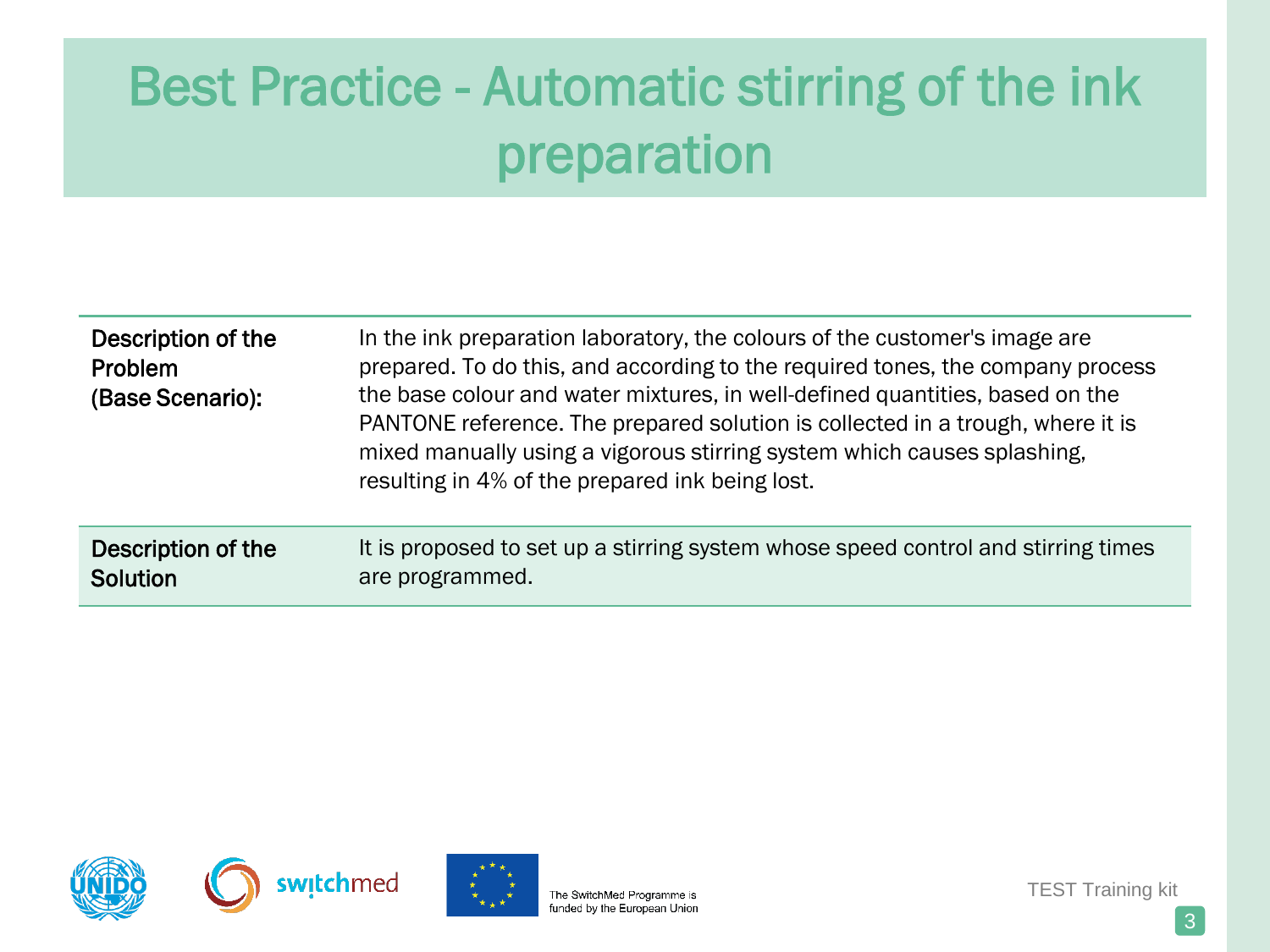# Best Practice - Automatic stirring of the ink preparation

| | |
|---|---|
| **Description of the Problem (Base Scenario):** | In the ink preparation laboratory, the colours of the customer's image are prepared. To do this, and according to the required tones, the company process the base colour and water mixtures, in well-defined quantities, based on the PANTONE reference. The prepared solution is collected in a trough, where it is mixed manually using a vigorous stirring system which causes splashing, resulting in 4% of the prepared ink being lost. |
| **Description of the Solution** | It is proposed to set up a stirring system whose speed control and stirring times are programmed. |

The SwitchMed Programme is funded by the European Union

TEST Training kit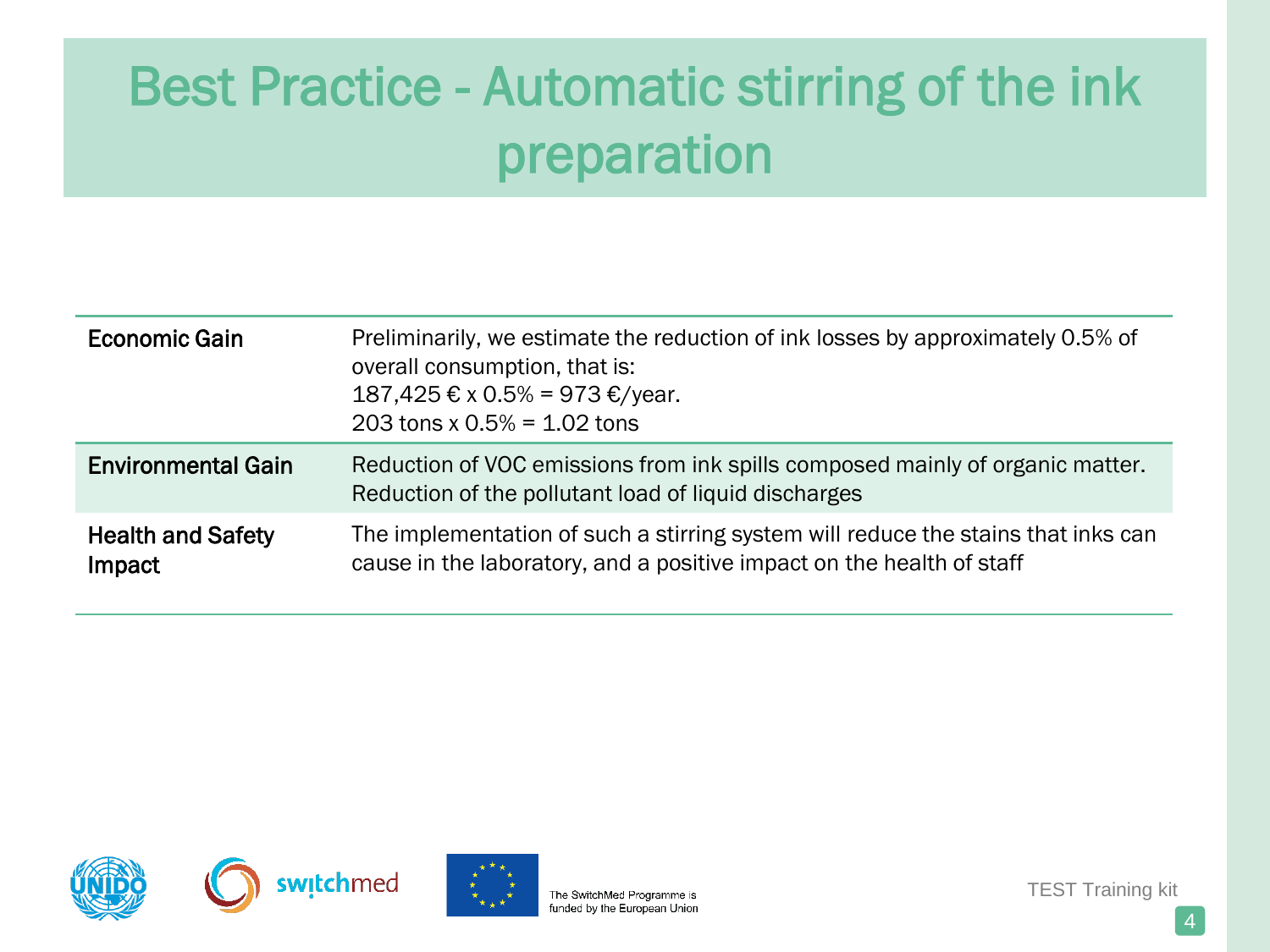# Best Practice - Automatic stirring of the ink preparation

| | |
|---|---|
| **Economic Gain** | Preliminarily, we estimate the reduction of ink losses by approximately 0.5% of overall consumption, that is:<br>187,425 € x 0.5% = 973 €/year.<br>203 tons x 0.5% = 1.02 tons |
| **Environmental Gain** | Reduction of VOC emissions from ink spills composed mainly of organic matter.<br>Reduction of the pollutant load of liquid discharges |
| **Health and Safety Impact** | The implementation of such a stirring system will reduce the stains that inks can cause in the laboratory, and a positive impact on the health of staff |

The SwitchMed Programme is funded by the European Union

TEST Training kit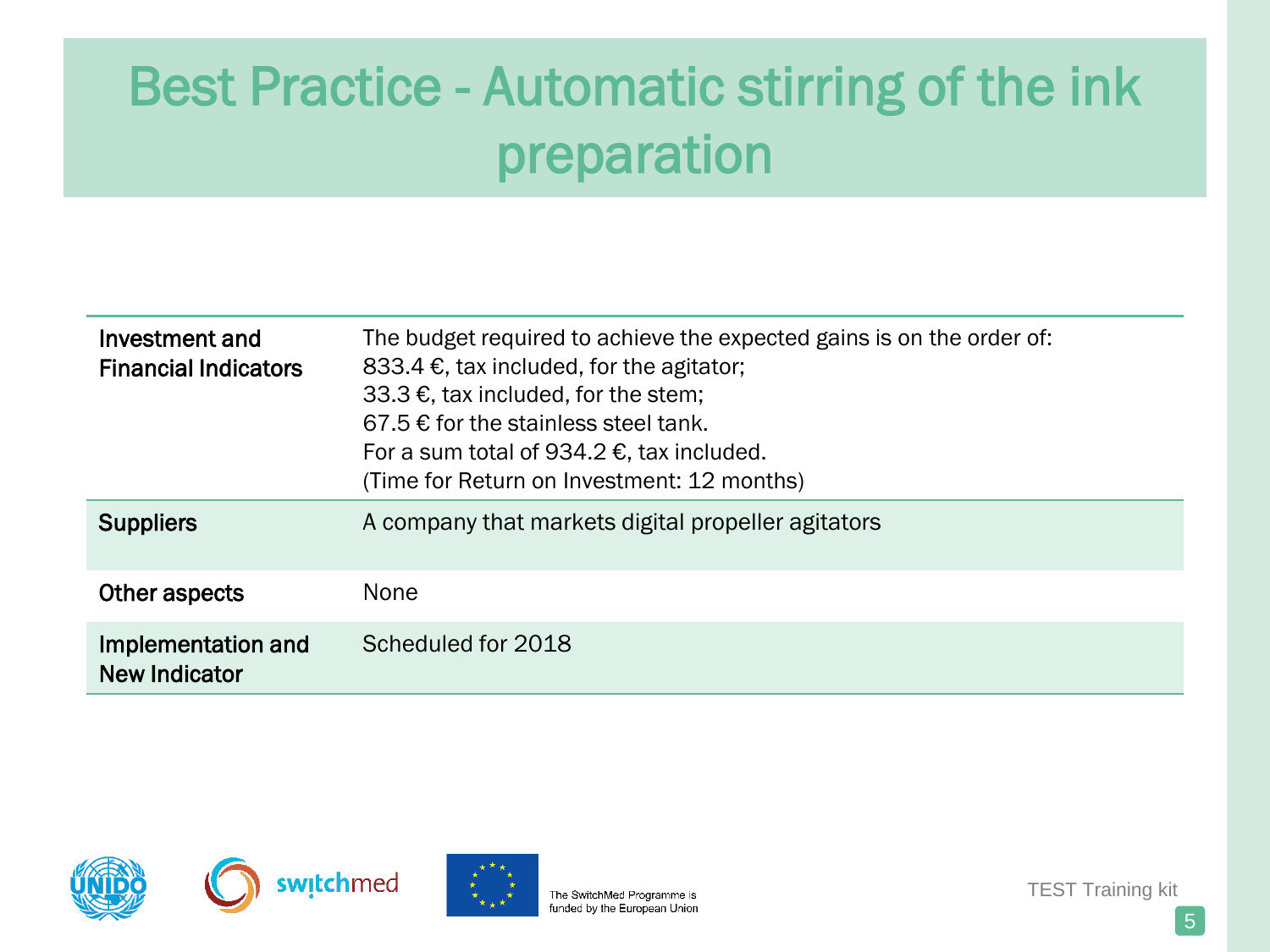# Best Practice - Automatic stirring of the ink preparation

| | |
|---|---|
| **Investment and Financial Indicators** | The budget required to achieve the expected gains is on the order of:<br>833.4 €, tax included, for the agitator;<br>33.3 €, tax included, for the stem;<br>67.5 € for the stainless steel tank.<br>For a sum total of 934.2 €, tax included.<br>(Time for Return on Investment: 12 months) |
| **Suppliers** | A company that markets digital propeller agitators |
| **Other aspects** | None |
| **Implementation and New Indicator** | Scheduled for 2018 |

The SwitchMed Programme is funded by the European Union

TEST Training kit